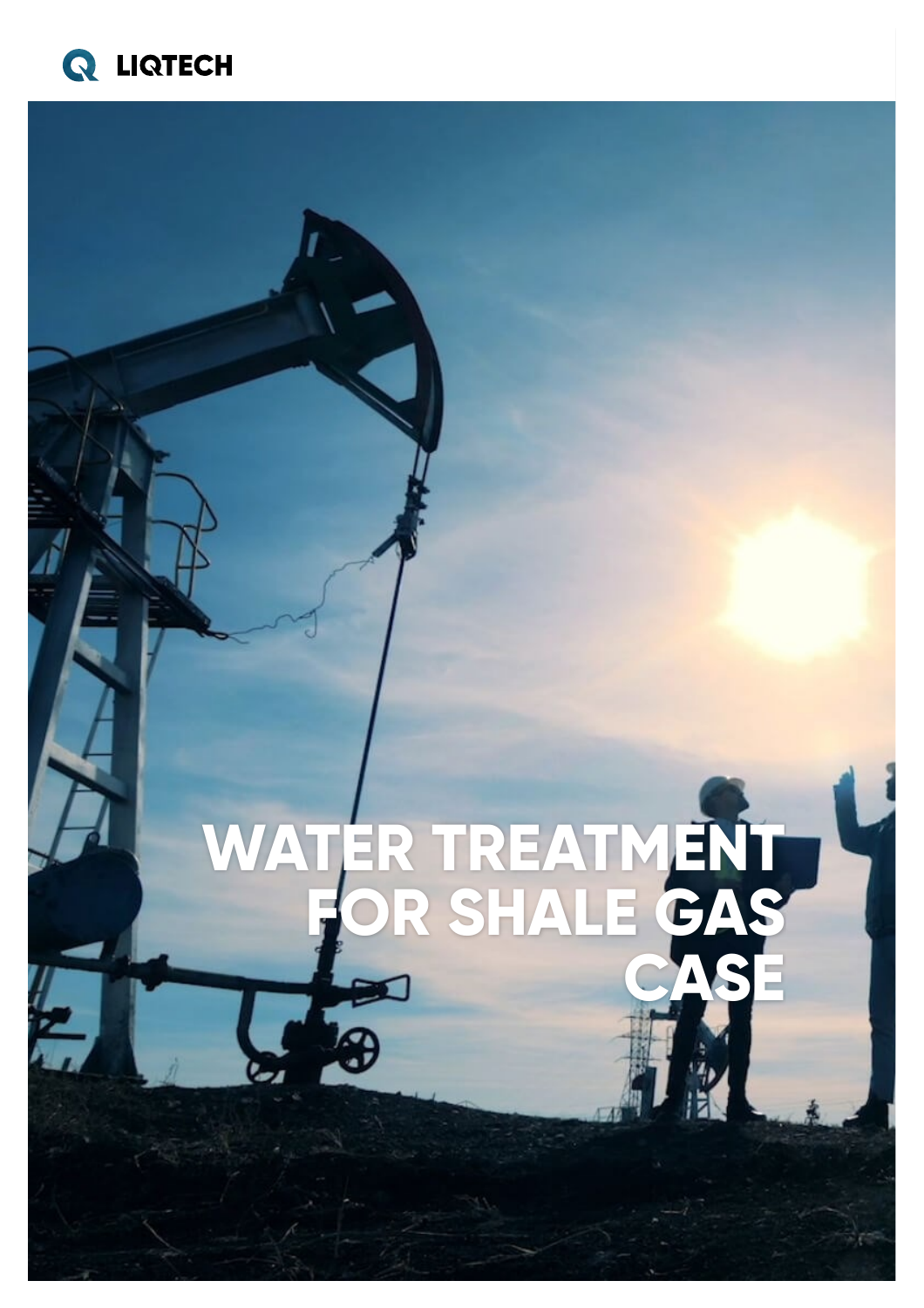LIQTECH

# WATER TREATMENT FOR SHALE GAS CASE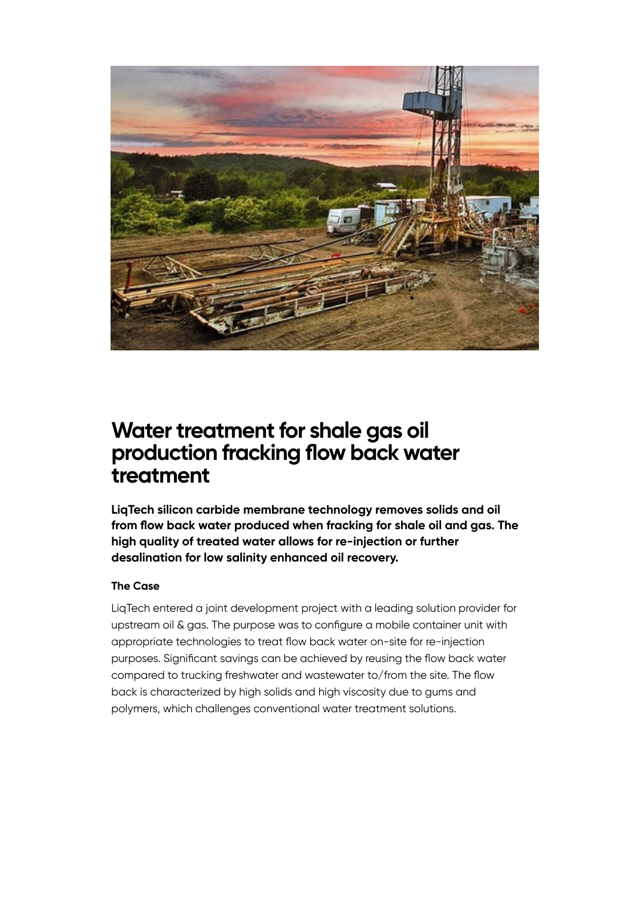# Water treatment for shale gas oil production fracking flow back water treatment

**LiqTech silicon carbide membrane technology removes solids and oil from flow back water produced when fracking for shale oil and gas. The high quality of treated water allows for re-injection or further desalination for low salinity enhanced oil recovery.**

### The Case

LiqTech entered a joint development project with a leading solution provider for upstream oil & gas. The purpose was to configure a mobile container unit with appropriate technologies to treat flow back water on-site for re-injection purposes. Significant savings can be achieved by reusing the flow back water compared to trucking freshwater and wastewater to/from the site. The flow back is characterized by high solids and high viscosity due to gums and polymers, which challenges conventional water treatment solutions.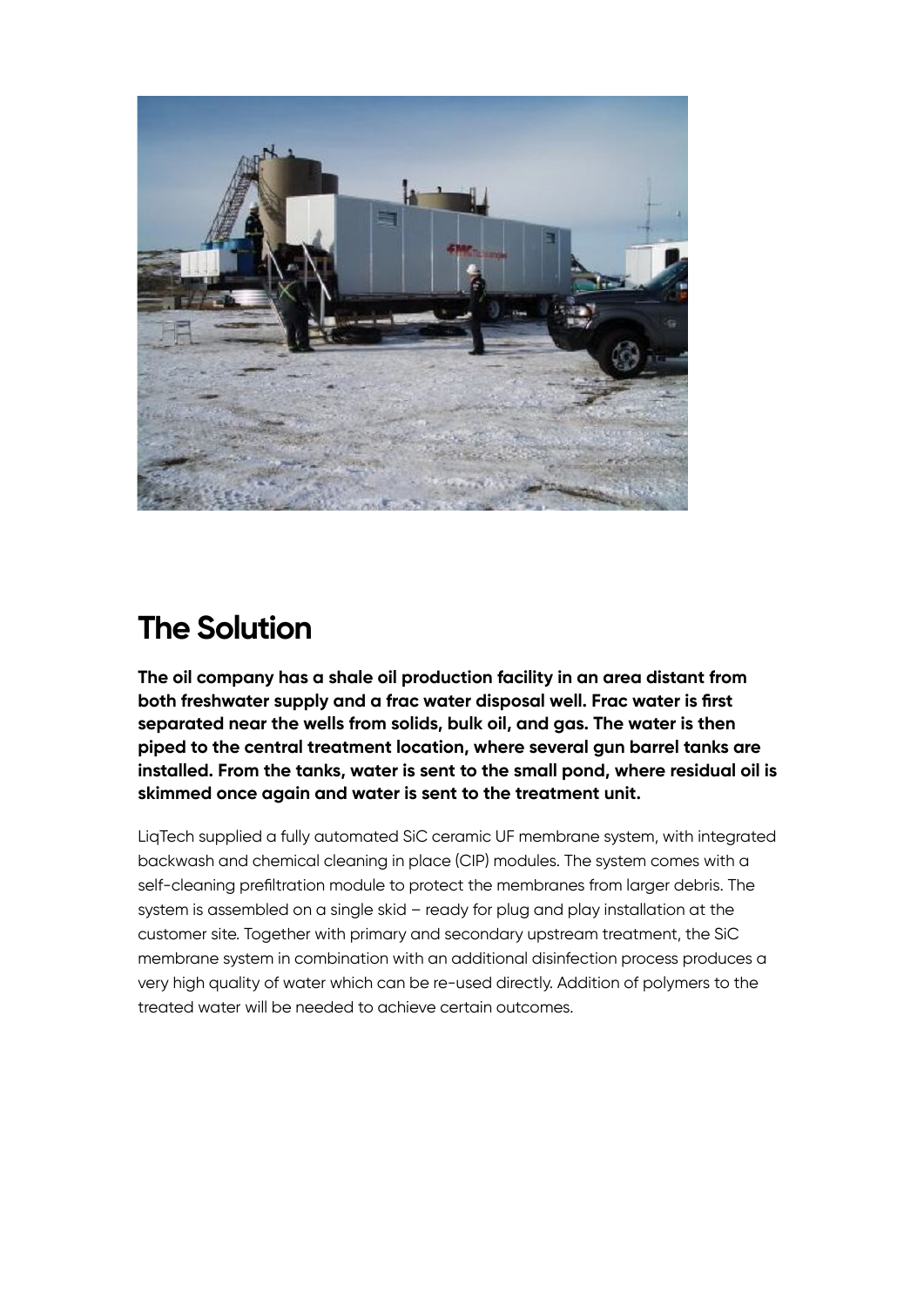## The Solution

**The oil company has a shale oil production facility in an area distant from both freshwater supply and a frac water disposal well. Frac water is first separated near the wells from solids, bulk oil, and gas. The water is then piped to the central treatment location, where several gun barrel tanks are installed. From the tanks, water is sent to the small pond, where residual oil is skimmed once again and water is sent to the treatment unit.**

LiqTech supplied a fully automated SiC ceramic UF membrane system, with integrated backwash and chemical cleaning in place (CIP) modules. The system comes with a self-cleaning prefiltration module to protect the membranes from larger debris. The system is assembled on a single skid – ready for plug and play installation at the customer site. Together with primary and secondary upstream treatment, the SiC membrane system in combination with an additional disinfection process produces a very high quality of water which can be re-used directly. Addition of polymers to the treated water will be needed to achieve certain outcomes.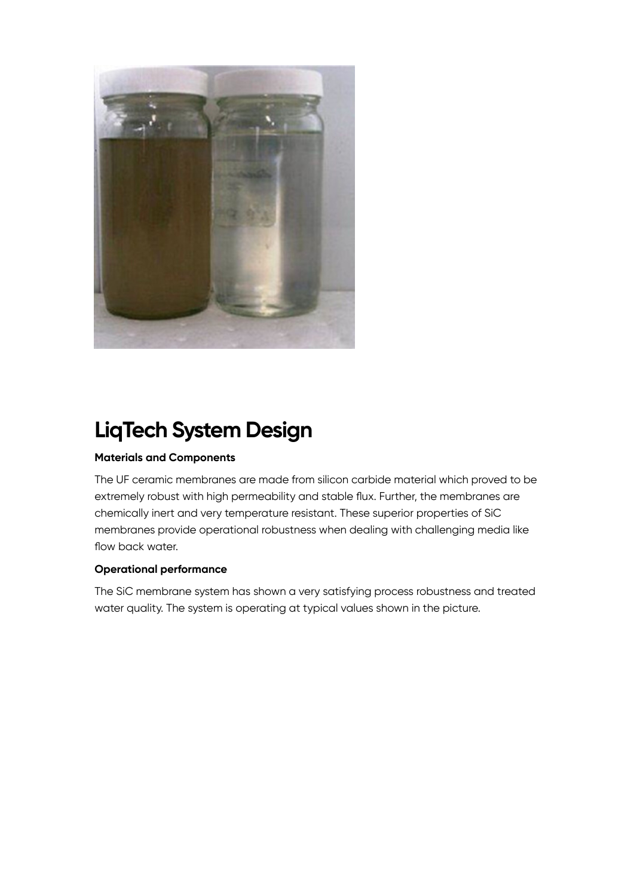# LiqTech System Design

**Materials and Components**

The UF ceramic membranes are made from silicon carbide material which proved to be extremely robust with high permeability and stable flux. Further, the membranes are chemically inert and very temperature resistant. These superior properties of SiC membranes provide operational robustness when dealing with challenging media like flow back water.

**Operational performance**

The SiC membrane system has shown a very satisfying process robustness and treated water quality. The system is operating at typical values shown in the picture.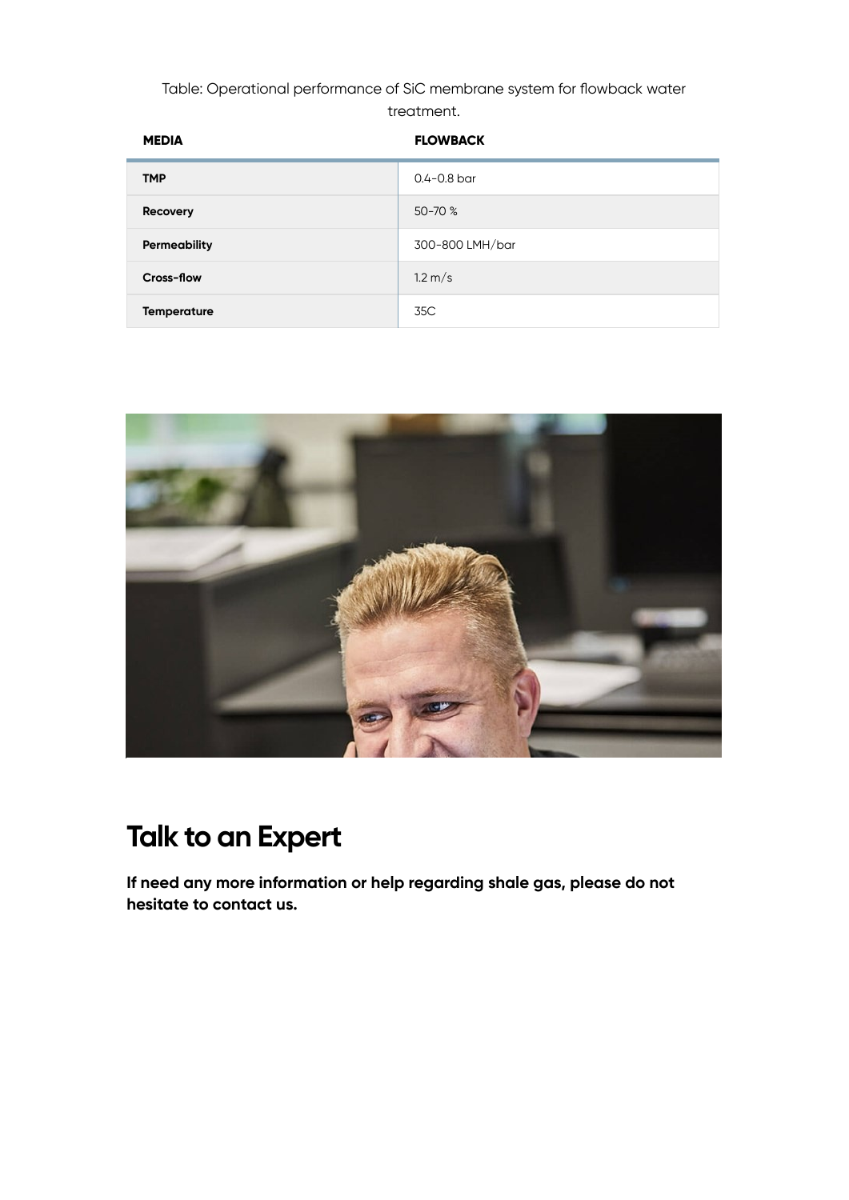Table: Operational performance of SiC membrane system for flowback water treatment.

| MEDIA | FLOWBACK |
|---|---|
| **TMP** | 0.4-0.8 bar |
| **Recovery** | 50-70 % |
| **Permeability** | 300-800 LMH/bar |
| **Cross-flow** | 1.2 m/s |
| **Temperature** | 35C |

## Talk to an Expert

**If need any more information or help regarding shale gas, please do not hesitate to contact us.**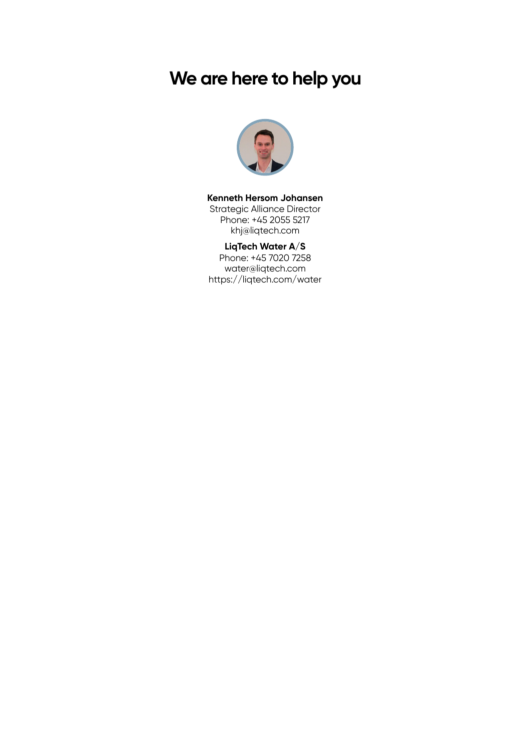# We are here to help you

**Kenneth Hersom Johansen**
Strategic Alliance Director
Phone: +45 2055 5217
khj@liqtech.com

**LiqTech Water A/S**
Phone: +45 7020 7258
water@liqtech.com
https://liqtech.com/water